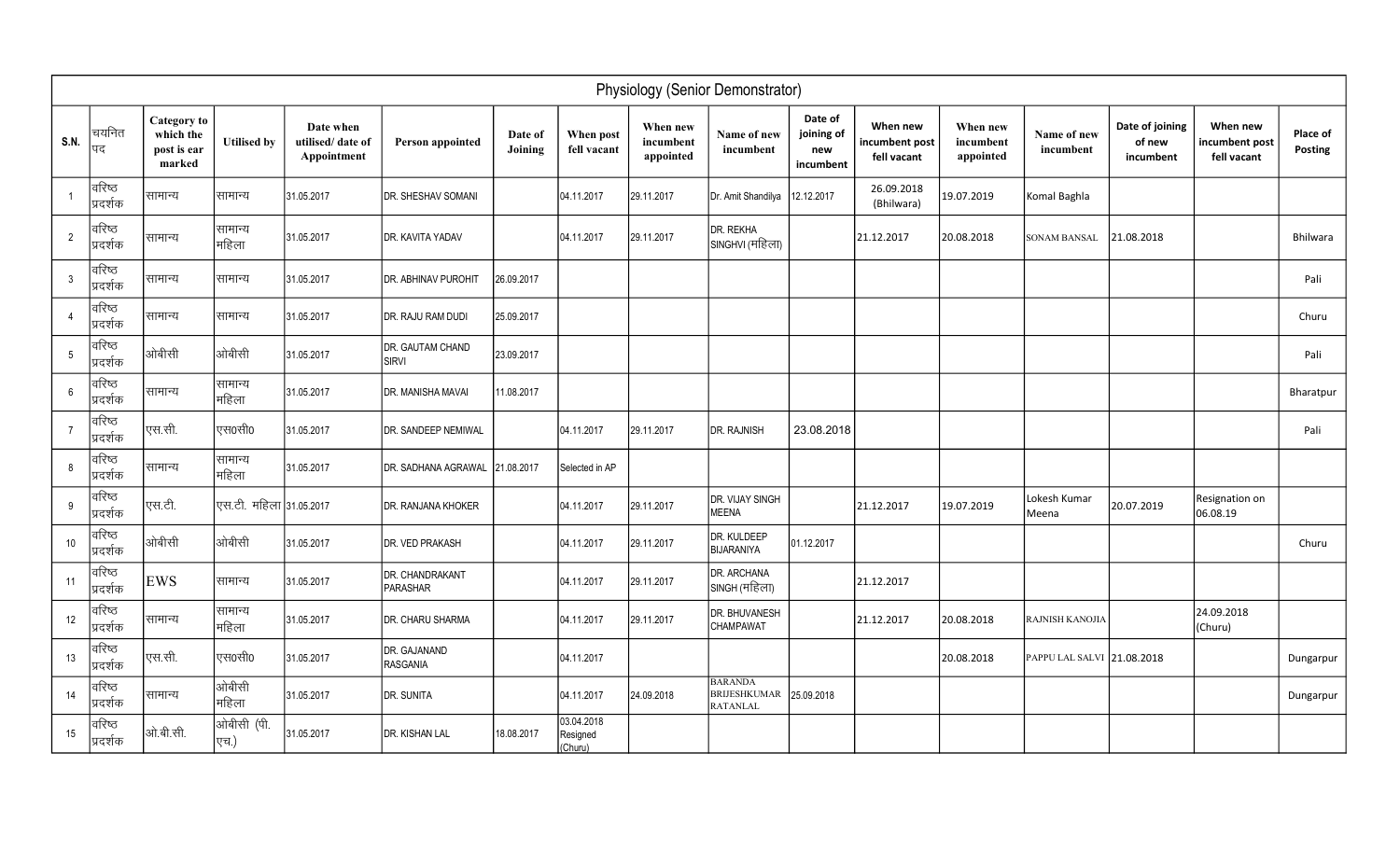| Physiology (Senior Demonstrator) | | | | | | | | | | | | | | | | |
|---|---|---|---|---|---|---|---|---|---|---|---|---|---|---|---|---|
| S.N. | चयनित पद | Category to which the post is ear marked | Utilised by | Date when utilised/ date of Appointment | Person appointed | Date of Joining | When post fell vacant | When new incumbent appointed | Name of new incumbent | Date of joining of new incumbent | When new incumbent post fell vacant | When new incumbent appointed | Name of new incumbent | Date of joining of new incumbent | When new incumbent post fell vacant | Place of Posting |
| 1 | वरिष्ठ प्रदर्शक | सामान्य | सामान्य | 31.05.2017 | DR. SHESHAV SOMANI | | 04.11.2017 | 29.11.2017 | Dr. Amit Shandilya | 12.12.2017 | 26.09.2018 (Bhilwara) | 19.07.2019 | Komal Baghla | | | |
| 2 | वरिष्ठ प्रदर्शक | सामान्य | सामान्य महिला | 31.05.2017 | DR. KAVITA YADAV | | 04.11.2017 | 29.11.2017 | DR. REKHA SINGHVI (महिला) | | 21.12.2017 | 20.08.2018 | SONAM BANSAL | 21.08.2018 | | Bhilwara |
| 3 | वरिष्ठ प्रदर्शक | सामान्य | सामान्य | 31.05.2017 | DR. ABHINAV PUROHIT | 26.09.2017 | | | | | | | | | | Pali |
| 4 | वरिष्ठ प्रदर्शक | सामान्य | सामान्य | 31.05.2017 | DR. RAJU RAM DUDI | 25.09.2017 | | | | | | | | | | Churu |
| 5 | वरिष्ठ प्रदर्शक | ओबीसी | ओबीसी | 31.05.2017 | DR. GAUTAM CHAND SIRVI | 23.09.2017 | | | | | | | | | | Pali |
| 6 | वरिष्ठ प्रदर्शक | सामान्य | सामान्य महिला | 31.05.2017 | DR. MANISHA MAVAI | 11.08.2017 | | | | | | | | | | Bharatpur |
| 7 | वरिष्ठ प्रदर्शक | एस.सी. | एस०सी० | 31.05.2017 | DR. SANDEEP NEMIWAL | | 04.11.2017 | 29.11.2017 | DR. RAJNISH | 23.08.2018 | | | | | | Pali |
| 8 | वरिष्ठ प्रदर्शक | सामान्य | सामान्य महिला | 31.05.2017 | DR. SADHANA AGRAWAL | 21.08.2017 | Selected in AP | | | | | | | | | |
| 9 | वरिष्ठ प्रदर्शक | एस.टी. | एस.टी. महिला | 31.05.2017 | DR. RANJANA KHOKER | | 04.11.2017 | 29.11.2017 | DR. VIJAY SINGH MEENA | | 21.12.2017 | 19.07.2019 | Lokesh Kumar Meena | 20.07.2019 | Resignation on 06.08.19 | |
| 10 | वरिष्ठ प्रदर्शक | ओबीसी | ओबीसी | 31.05.2017 | DR. VED PRAKASH | | 04.11.2017 | 29.11.2017 | DR. KULDEEP BIJARANIYA | 01.12.2017 | | | | | | Churu |
| 11 | वरिष्ठ प्रदर्शक | EWS | सामान्य | 31.05.2017 | DR. CHANDRAKANT PARASHAR | | 04.11.2017 | 29.11.2017 | DR. ARCHANA SINGH (महिला) | | 21.12.2017 | | | | | |
| 12 | वरिष्ठ प्रदर्शक | सामान्य | सामान्य महिला | 31.05.2017 | DR. CHARU SHARMA | | 04.11.2017 | 29.11.2017 | DR. BHUVANESH CHAMPAWAT | | 21.12.2017 | 20.08.2018 | RAJNISH KANOJIA | | 24.09.2018 (Churu) | |
| 13 | वरिष्ठ प्रदर्शक | एस.सी. | एस०सी० | 31.05.2017 | DR. GAJANAND RASGANIA | | 04.11.2017 | | | | | 20.08.2018 | PAPPU LAL SALVI | 21.08.2018 | | Dungarpur |
| 14 | वरिष्ठ प्रदर्शक | सामान्य | ओबीसी महिला | 31.05.2017 | DR. SUNITA | | 04.11.2017 | 24.09.2018 | BARANDA BRIJESHKUMAR RATANLAL | 25.09.2018 | | | | | | Dungarpur |
| 15 | वरिष्ठ प्रदर्शक | ओ.बी.सी. | ओबीसी (पी. एच.) | 31.05.2017 | DR. KISHAN LAL | 18.08.2017 | 03.04.2018 Resigned (Churu) | | | | | | | | | |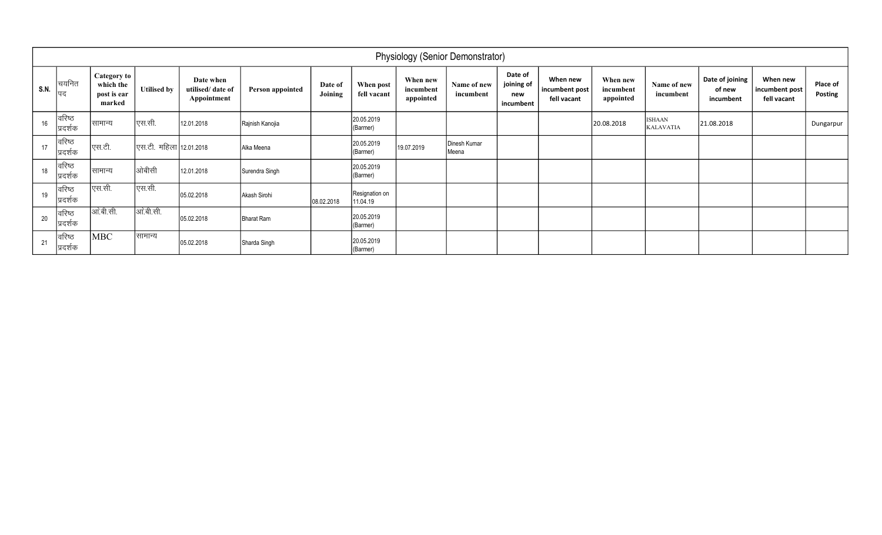| Physiology (Senior Demonstrator) | | | | | | | | | | | | | | | | |
|---|---|---|---|---|---|---|---|---|---|---|---|---|---|---|---|---|
| S.N. | चयनित पद | Category to which the post is ear marked | Utilised by | Date when utilised/ date of Appointment | Person appointed | Date of Joining | When post fell vacant | When new incumbent appointed | Name of new incumbent | Date of joining of new incumbent | When new incumbent post fell vacant | When new incumbent appointed | Name of new incumbent | Date of joining of new incumbent | When new incumbent post fell vacant | Place of Posting |
| 16 | वरिष्ठ प्रदर्शक | सामान्य | एस.सी. | 12.01.2018 | Rajnish Kanojia | | 20.05.2019 (Barmer) | | | | | 20.08.2018 | ISHAAN KALAVATIA | 21.08.2018 | | Dungarpur |
| 17 | वरिष्ठ प्रदर्शक | एस.टी. | एस.टी. महिला | 12.01.2018 | Alka Meena | | 20.05.2019 (Barmer) | 19.07.2019 | Dinesh Kumar Meena | | | | | | | |
| 18 | वरिष्ठ प्रदर्शक | सामान्य | ओबीसी | 12.01.2018 | Surendra Singh | | 20.05.2019 (Barmer) | | | | | | | | | |
| 19 | वरिष्ठ प्रदर्शक | एस.सी. | एस.सी. | 05.02.2018 | Akash Sirohi | 08.02.2018 | Resignation on 11.04.19 | | | | | | | | | |
| 20 | वरिष्ठ प्रदर्शक | ओ.बी.सी. | ओ.बी.सी. | 05.02.2018 | Bharat Ram | | 20.05.2019 (Barmer) | | | | | | | | | |
| 21 | वरिष्ठ प्रदर्शक | MBC | सामान्य | 05.02.2018 | Sharda Singh | | 20.05.2019 (Barmer) | | | | | | | | | |